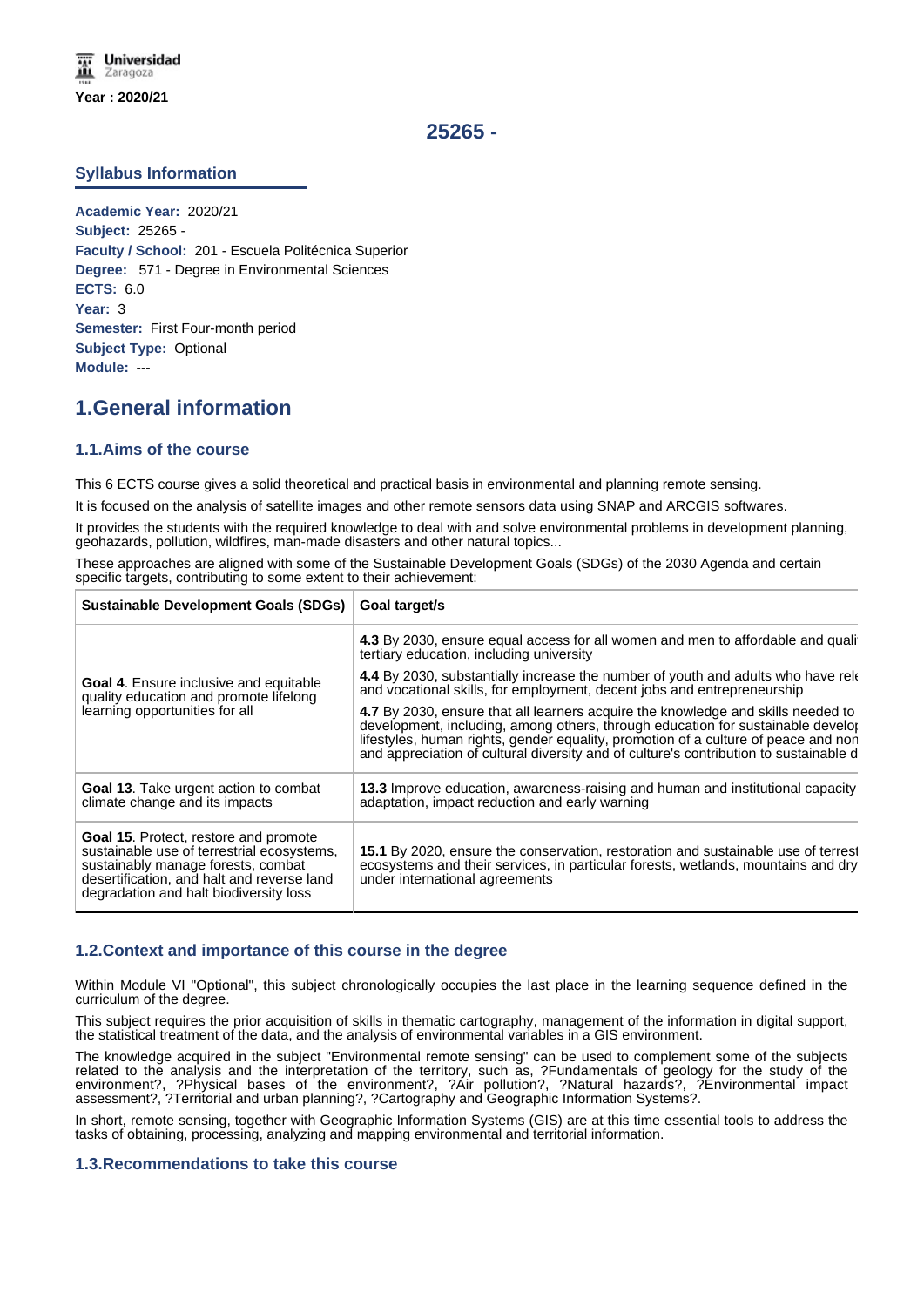Universidad Zaragoza

**Year : 2020/21**

# 25265 -

## Syllabus Information

**Academic Year:** 2020/21
**Subject:** 25265 -
**Faculty / School:** 201 - Escuela Politécnica Superior
**Degree:** 571 - Degree in Environmental Sciences
**ECTS:** 6.0
**Year:** 3
**Semester:** First Four-month period
**Subject Type:** Optional
**Module:** ---

## 1.General information

### 1.1.Aims of the course

This 6 ECTS course gives a solid theoretical and practical basis in environmental and planning remote sensing.

It is focused on the analysis of satellite images and other remote sensors data using SNAP and ARCGIS softwares.

It provides the students with the required knowledge to deal with and solve environmental problems in development planning, geohazards, pollution, wildfires, man-made disasters and other natural topics...

These approaches are aligned with some of the Sustainable Development Goals (SDGs) of the 2030 Agenda and certain specific targets, contributing to some extent to their achievement:

| Sustainable Development Goals (SDGs) | Goal target/s |
|---|---|
| **Goal 4**. Ensure inclusive and equitable quality education and promote lifelong learning opportunities for all | **4.3** By 2030, ensure equal access for all women and men to affordable and quali tertiary education, including university<br>**4.4** By 2030, substantially increase the number of youth and adults who have rel and vocational skills, for employment, decent jobs and entrepreneurship<br>**4.7** By 2030, ensure that all learners acquire the knowledge and skills needed to development, including, among others, through education for sustainable develo lifestyles, human rights, gender equality, promotion of a culture of peace and non and appreciation of cultural diversity and of culture's contribution to sustainable d |
| **Goal 13**. Take urgent action to combat climate change and its impacts | **13.3** Improve education, awareness-raising and human and institutional capacity adaptation, impact reduction and early warning |
| **Goal 15**. Protect, restore and promote sustainable use of terrestrial ecosystems, sustainably manage forests, combat desertification, and halt and reverse land degradation and halt biodiversity loss | **15.1** By 2020, ensure the conservation, restoration and sustainable use of terrest ecosystems and their services, in particular forests, wetlands, mountains and dry under international agreements |

### 1.2.Context and importance of this course in the degree

Within Module VI "Optional", this subject chronologically occupies the last place in the learning sequence defined in the curriculum of the degree.

This subject requires the prior acquisition of skills in thematic cartography, management of the information in digital support, the statistical treatment of the data, and the analysis of environmental variables in a GIS environment.

The knowledge acquired in the subject "Environmental remote sensing" can be used to complement some of the subjects related to the analysis and the interpretation of the territory, such as, ?Fundamentals of geology for the study of the environment?, ?Physical bases of the environment?, ?Air pollution?, ?Natural hazards?, ?Environmental impact assessment?, ?Territorial and urban planning?, ?Cartography and Geographic Information Systems?.

In short, remote sensing, together with Geographic Information Systems (GIS) are at this time essential tools to address the tasks of obtaining, processing, analyzing and mapping environmental and territorial information.

### 1.3.Recommendations to take this course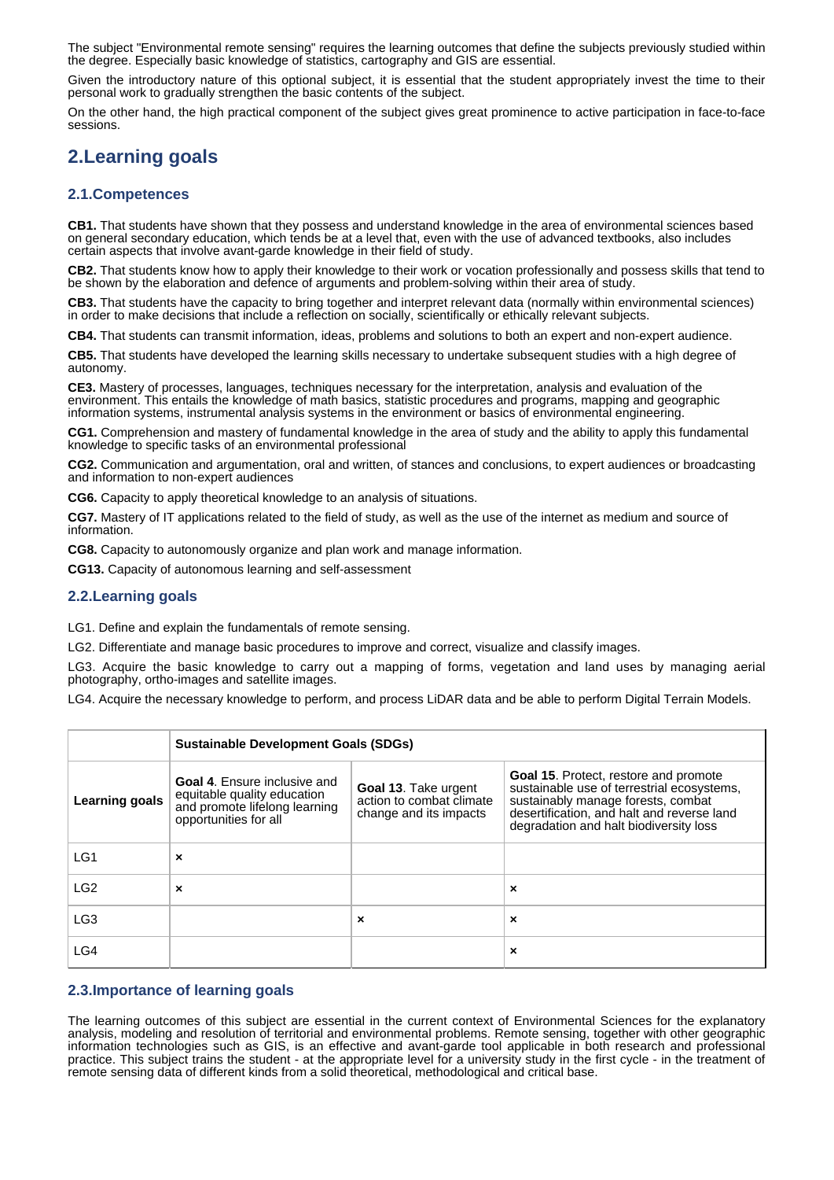The subject "Environmental remote sensing" requires the learning outcomes that define the subjects previously studied within the degree. Especially basic knowledge of statistics, cartography and GIS are essential.

Given the introductory nature of this optional subject, it is essential that the student appropriately invest the time to their personal work to gradually strengthen the basic contents of the subject.

On the other hand, the high practical component of the subject gives great prominence to active participation in face-to-face sessions.

## 2.Learning goals

### 2.1.Competences

**CB1.** That students have shown that they possess and understand knowledge in the area of environmental sciences based on general secondary education, which tends be at a level that, even with the use of advanced textbooks, also includes certain aspects that involve avant-garde knowledge in their field of study.

**CB2.** That students know how to apply their knowledge to their work or vocation professionally and possess skills that tend to be shown by the elaboration and defence of arguments and problem-solving within their area of study.

**CB3.** That students have the capacity to bring together and interpret relevant data (normally within environmental sciences) in order to make decisions that include a reflection on socially, scientifically or ethically relevant subjects.

**CB4.** That students can transmit information, ideas, problems and solutions to both an expert and non-expert audience.

**CB5.** That students have developed the learning skills necessary to undertake subsequent studies with a high degree of autonomy.

**CE3.** Mastery of processes, languages, techniques necessary for the interpretation, analysis and evaluation of the environment. This entails the knowledge of math basics, statistic procedures and programs, mapping and geographic information systems, instrumental analysis systems in the environment or basics of environmental engineering.

**CG1.** Comprehension and mastery of fundamental knowledge in the area of study and the ability to apply this fundamental knowledge to specific tasks of an environmental professional

**CG2.** Communication and argumentation, oral and written, of stances and conclusions, to expert audiences or broadcasting and information to non-expert audiences

**CG6.** Capacity to apply theoretical knowledge to an analysis of situations.

**CG7.** Mastery of IT applications related to the field of study, as well as the use of the internet as medium and source of information.

**CG8.** Capacity to autonomously organize and plan work and manage information.

**CG13.** Capacity of autonomous learning and self-assessment

### 2.2.Learning goals

LG1. Define and explain the fundamentals of remote sensing.

LG2. Differentiate and manage basic procedures to improve and correct, visualize and classify images.

LG3. Acquire the basic knowledge to carry out a mapping of forms, vegetation and land uses by managing aerial photography, ortho-images and satellite images.

LG4. Acquire the necessary knowledge to perform, and process LiDAR data and be able to perform Digital Terrain Models.

| | **Sustainable Development Goals (SDGs)** | | |
|---|---|---|---|
| **Learning goals** | **Goal 4**. Ensure inclusive and equitable quality education and promote lifelong learning opportunities for all | **Goal 13**. Take urgent action to combat climate change and its impacts | **Goal 15**. Protect, restore and promote sustainable use of terrestrial ecosystems, sustainably manage forests, combat desertification, and halt and reverse land degradation and halt biodiversity loss |
| LG1 | × | | |
| LG2 | × | | × |
| LG3 | | × | × |
| LG4 | | | × |

### 2.3.Importance of learning goals

The learning outcomes of this subject are essential in the current context of Environmental Sciences for the explanatory analysis, modeling and resolution of territorial and environmental problems. Remote sensing, together with other geographic information technologies such as GIS, is an effective and avant-garde tool applicable in both research and professional practice. This subject trains the student - at the appropriate level for a university study in the first cycle - in the treatment of remote sensing data of different kinds from a solid theoretical, methodological and critical base.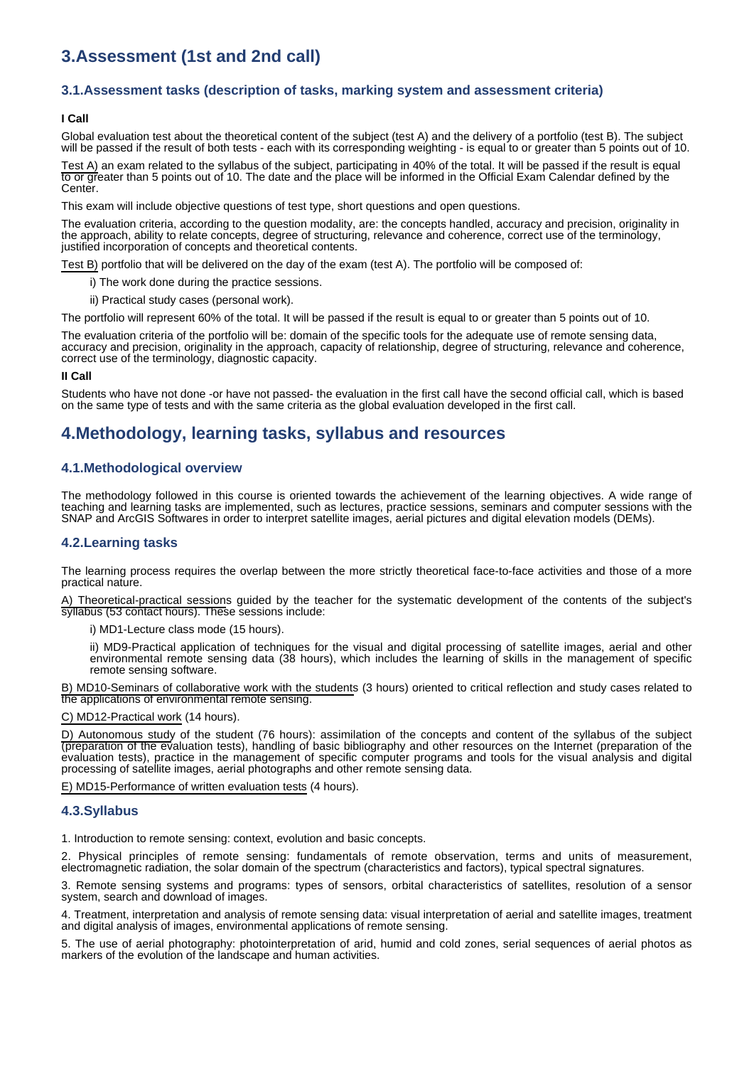# 3.Assessment (1st and 2nd call)

## 3.1.Assessment tasks (description of tasks, marking system and assessment criteria)

**I Call**

Global evaluation test about the theoretical content of the subject (test A) and the delivery of a portfolio (test B). The subject will be passed if the result of both tests - each with its corresponding weighting - is equal to or greater than 5 points out of 10.

Test A) an exam related to the syllabus of the subject, participating in 40% of the total. It will be passed if the result is equal to or greater than 5 points out of 10. The date and the place will be informed in the Official Exam Calendar defined by the Center.

This exam will include objective questions of test type, short questions and open questions.

The evaluation criteria, according to the question modality, are: the concepts handled, accuracy and precision, originality in the approach, ability to relate concepts, degree of structuring, relevance and coherence, correct use of the terminology, justified incorporation of concepts and theoretical contents.

Test B) portfolio that will be delivered on the day of the exam (test A). The portfolio will be composed of:

i) The work done during the practice sessions.

ii) Practical study cases (personal work).

The portfolio will represent 60% of the total. It will be passed if the result is equal to or greater than 5 points out of 10.

The evaluation criteria of the portfolio will be: domain of the specific tools for the adequate use of remote sensing data, accuracy and precision, originality in the approach, capacity of relationship, degree of structuring, relevance and coherence, correct use of the terminology, diagnostic capacity.

**II Call**

Students who have not done -or have not passed- the evaluation in the first call have the second official call, which is based on the same type of tests and with the same criteria as the global evaluation developed in the first call.

# 4.Methodology, learning tasks, syllabus and resources

## 4.1.Methodological overview

The methodology followed in this course is oriented towards the achievement of the learning objectives. A wide range of teaching and learning tasks are implemented, such as lectures, practice sessions, seminars and computer sessions with the SNAP and ArcGIS Softwares in order to interpret satellite images, aerial pictures and digital elevation models (DEMs).

## 4.2.Learning tasks

The learning process requires the overlap between the more strictly theoretical face-to-face activities and those of a more practical nature.

A) Theoretical-practical sessions guided by the teacher for the systematic development of the contents of the subject's syllabus (53 contact hours). These sessions include:

i) MD1-Lecture class mode (15 hours).

ii) MD9-Practical application of techniques for the visual and digital processing of satellite images, aerial and other environmental remote sensing data (38 hours), which includes the learning of skills in the management of specific remote sensing software.

B) MD10-Seminars of collaborative work with the students (3 hours) oriented to critical reflection and study cases related to the applications of environmental remote sensing.

C) MD12-Practical work (14 hours).

D) Autonomous study of the student (76 hours): assimilation of the concepts and content of the syllabus of the subject (preparation of the evaluation tests), handling of basic bibliography and other resources on the Internet (preparation of the evaluation tests), practice in the management of specific computer programs and tools for the visual analysis and digital processing of satellite images, aerial photographs and other remote sensing data.

E) MD15-Performance of written evaluation tests (4 hours).

## 4.3.Syllabus

1. Introduction to remote sensing: context, evolution and basic concepts.

2. Physical principles of remote sensing: fundamentals of remote observation, terms and units of measurement, electromagnetic radiation, the solar domain of the spectrum (characteristics and factors), typical spectral signatures.

3. Remote sensing systems and programs: types of sensors, orbital characteristics of satellites, resolution of a sensor system, search and download of images.

4. Treatment, interpretation and analysis of remote sensing data: visual interpretation of aerial and satellite images, treatment and digital analysis of images, environmental applications of remote sensing.

5. The use of aerial photography: photointerpretation of arid, humid and cold zones, serial sequences of aerial photos as markers of the evolution of the landscape and human activities.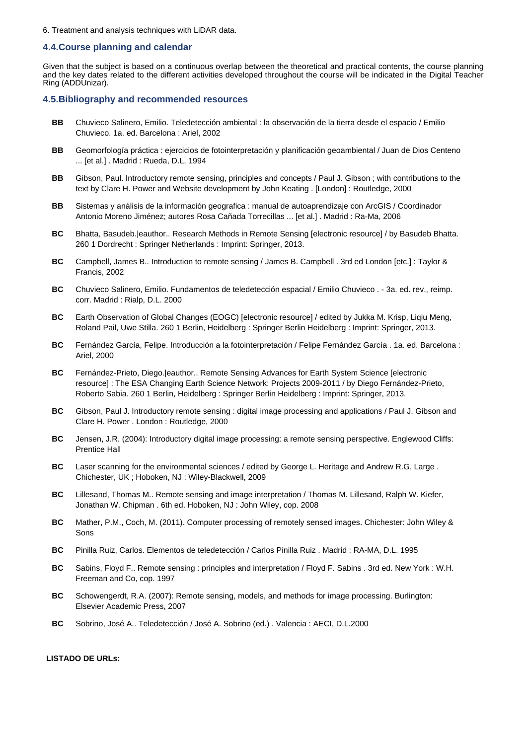6. Treatment and analysis techniques with LiDAR data.

## 4.4.Course planning and calendar

Given that the subject is based on a continuous overlap between the theoretical and practical contents, the course planning and the key dates related to the different activities developed throughout the course will be indicated in the Digital Teacher Ring (ADDUnizar).

## 4.5.Bibliography and recommended resources

- **BB** Chuvieco Salinero, Emilio. Teledetección ambiental : la observación de la tierra desde el espacio / Emilio Chuvieco. 1a. ed. Barcelona : Ariel, 2002
- **BB** Geomorfología práctica : ejercicios de fotointerpretación y planificación geoambiental / Juan de Dios Centeno ... [et al.] . Madrid : Rueda, D.L. 1994
- **BB** Gibson, Paul. Introductory remote sensing, principles and concepts / Paul J. Gibson ; with contributions to the text by Clare H. Power and Website development by John Keating . [London] : Routledge, 2000
- **BB** Sistemas y análisis de la información geografica : manual de autoaprendizaje con ArcGIS / Coordinador Antonio Moreno Jiménez; autores Rosa Cañada Torrecillas ... [et al.] . Madrid : Ra-Ma, 2006
- **BC** Bhatta, Basudeb.|eauthor.. Research Methods in Remote Sensing [electronic resource] / by Basudeb Bhatta. 260 1 Dordrecht : Springer Netherlands : Imprint: Springer, 2013.
- **BC** Campbell, James B.. Introduction to remote sensing / James B. Campbell . 3rd ed London [etc.] : Taylor & Francis, 2002
- **BC** Chuvieco Salinero, Emilio. Fundamentos de teledetección espacial / Emilio Chuvieco . - 3a. ed. rev., reimp. corr. Madrid : Rialp, D.L. 2000
- **BC** Earth Observation of Global Changes (EOGC) [electronic resource] / edited by Jukka M. Krisp, Liqiu Meng, Roland Pail, Uwe Stilla. 260 1 Berlin, Heidelberg : Springer Berlin Heidelberg : Imprint: Springer, 2013.
- **BC** Fernández García, Felipe. Introducción a la fotointerpretación / Felipe Fernández García . 1a. ed. Barcelona : Ariel, 2000
- **BC** Fernández-Prieto, Diego.|eauthor.. Remote Sensing Advances for Earth System Science [electronic resource] : The ESA Changing Earth Science Network: Projects 2009-2011 / by Diego Fernández-Prieto, Roberto Sabia. 260 1 Berlin, Heidelberg : Springer Berlin Heidelberg : Imprint: Springer, 2013.
- **BC** Gibson, Paul J. Introductory remote sensing : digital image processing and applications / Paul J. Gibson and Clare H. Power . London : Routledge, 2000
- **BC** Jensen, J.R. (2004): Introductory digital image processing: a remote sensing perspective. Englewood Cliffs: Prentice Hall
- **BC** Laser scanning for the environmental sciences / edited by George L. Heritage and Andrew R.G. Large . Chichester, UK ; Hoboken, NJ : Wiley-Blackwell, 2009
- **BC** Lillesand, Thomas M.. Remote sensing and image interpretation / Thomas M. Lillesand, Ralph W. Kiefer, Jonathan W. Chipman . 6th ed. Hoboken, NJ : John Wiley, cop. 2008
- **BC** Mather, P.M., Coch, M. (2011). Computer processing of remotely sensed images. Chichester: John Wiley & Sons
- **BC** Pinilla Ruiz, Carlos. Elementos de teledetección / Carlos Pinilla Ruiz . Madrid : RA-MA, D.L. 1995
- **BC** Sabins, Floyd F.. Remote sensing : principles and interpretation / Floyd F. Sabins . 3rd ed. New York : W.H. Freeman and Co, cop. 1997
- **BC** Schowengerdt, R.A. (2007): Remote sensing, models, and methods for image processing. Burlington: Elsevier Academic Press, 2007
- **BC** Sobrino, José A.. Teledetección / José A. Sobrino (ed.) . Valencia : AECI, D.L.2000

**LISTADO DE URLs:**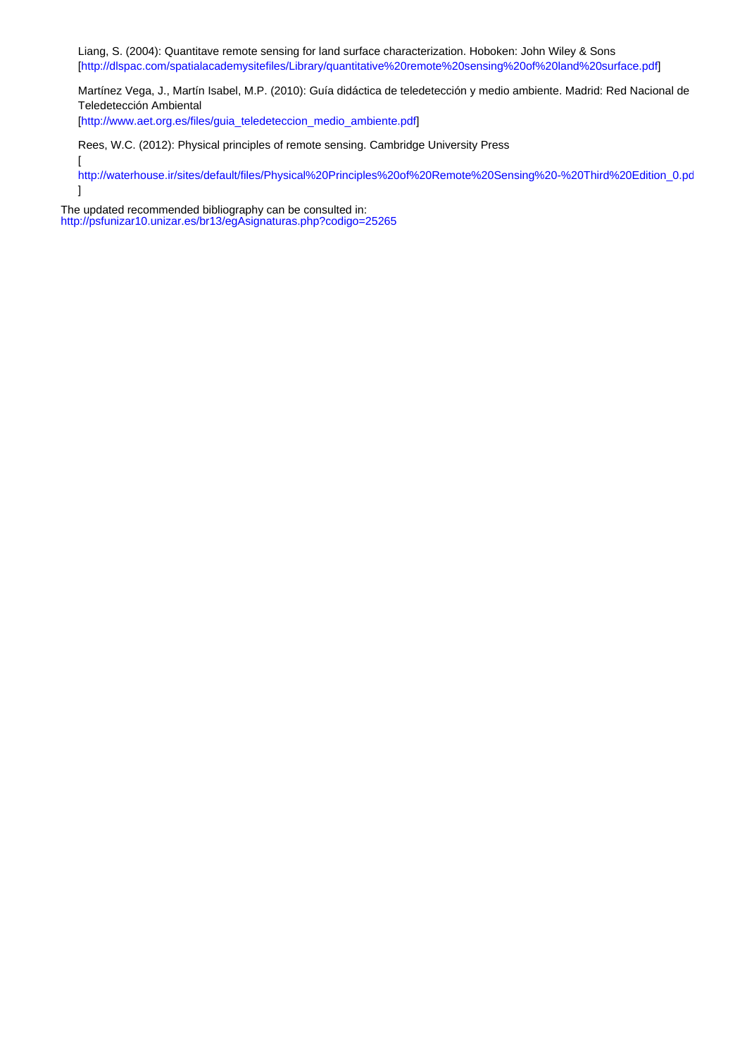Liang, S. (2004): Quantitave remote sensing for land surface characterization. Hoboken: John Wiley & Sons [http://dlspac.com/spatialacademysitefiles/Library/quantitative%20remote%20sensing%20of%20land%20surface.pdf]

Martínez Vega, J., Martín Isabel, M.P. (2010): Guía didáctica de teledetección y medio ambiente. Madrid: Red Nacional de Teledetección Ambiental
[http://www.aet.org.es/files/guia_teledeteccion_medio_ambiente.pdf]

Rees, W.C. (2012): Physical principles of remote sensing. Cambridge University Press
[
http://waterhouse.ir/sites/default/files/Physical%20Principles%20of%20Remote%20Sensing%20-%20Third%20Edition_0.pd
]

The updated recommended bibliography can be consulted in:
http://psfunizar10.unizar.es/br13/egAsignaturas.php?codigo=25265